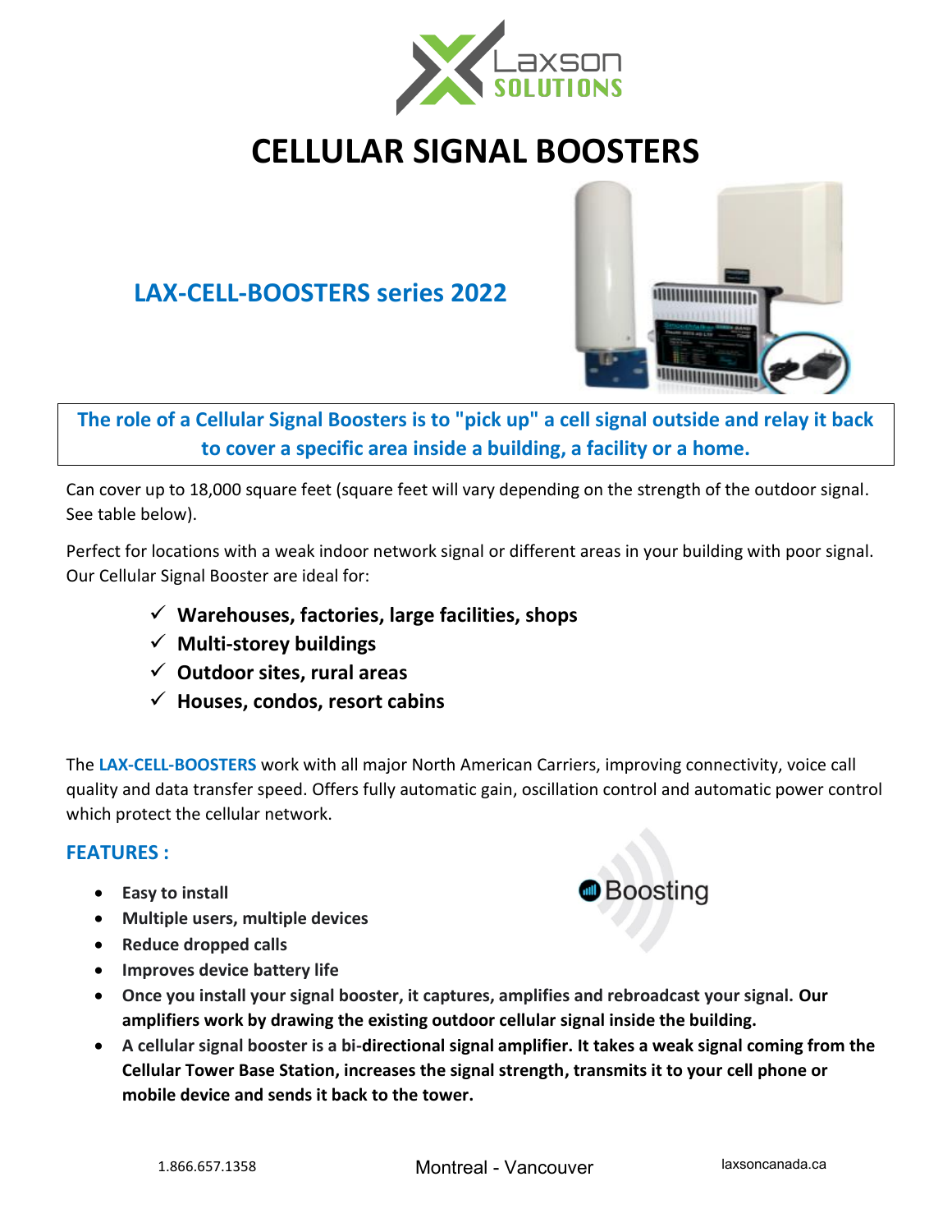# CELLULAR SIGNAL BOOSTERS

## LAX-CELL-BOOSTERS series 2022

**The role of a Cellular Signal Boosters is to "pick up" a cell signal outside and relay it back to cover a specific area inside a building, a facility or a home.**

Can cover up to 18,000 square feet (square feet will vary depending on the strength of the outdoor signal. See table below).

Perfect for locations with a weak indoor network signal or different areas in your building with poor signal. Our Cellular Signal Booster are ideal for:

- ✓ **Warehouses, factories, large facilities, shops**
- ✓ **Multi-storey buildings**
- ✓ **Outdoor sites, rural areas**
- ✓ **Houses, condos, resort cabins**

The **LAX-CELL-BOOSTERS** work with all major North American Carriers, improving connectivity, voice call quality and data transfer speed. Offers fully automatic gain, oscillation control and automatic power control which protect the cellular network.

### FEATURES :

- **Easy to install**
- **Multiple users, multiple devices**
- **Reduce dropped calls**
- **Improves device battery life**
- **Once you install your signal booster, it captures, amplifies and rebroadcast your signal. Our amplifiers work by drawing the existing outdoor cellular signal inside the building.**
- **A cellular signal booster is a bi-directional signal amplifier. It takes a weak signal coming from the Cellular Tower Base Station, increases the signal strength, transmits it to your cell phone or mobile device and sends it back to the tower.**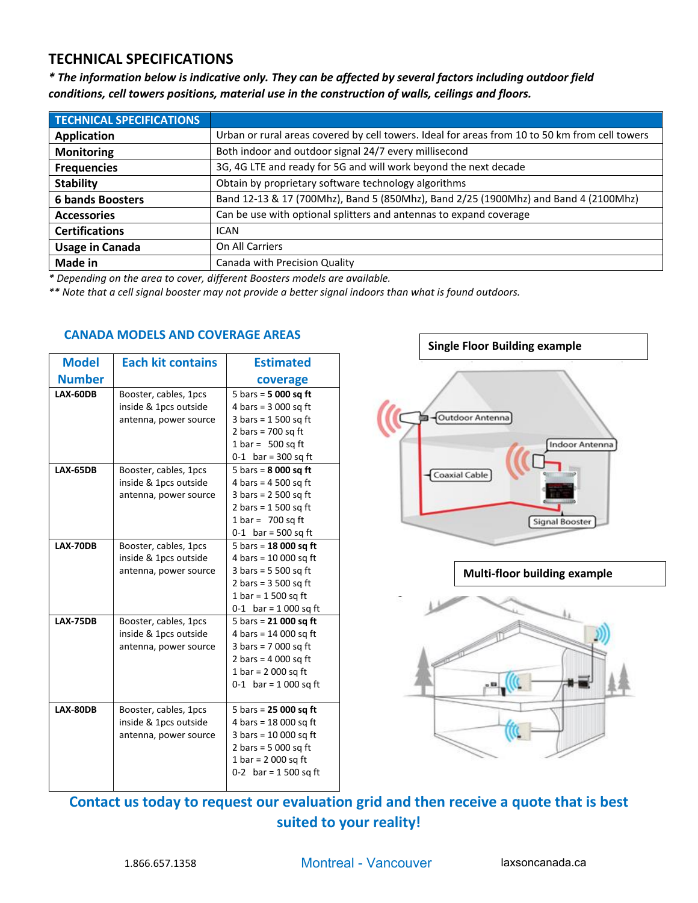## TECHNICAL SPECIFICATIONS

***The information below is indicative only. They can be affected by several factors including outdoor field conditions, cell towers positions, material use in the construction of walls, ceilings and floors.***

| TECHNICAL SPECIFICATIONS | |
|---|---|
| **Application** | Urban or rural areas covered by cell towers. Ideal for areas from 10 to 50 km from cell towers |
| **Monitoring** | Both indoor and outdoor signal 24/7 every millisecond |
| **Frequencies** | 3G, 4G LTE and ready for 5G and will work beyond the next decade |
| **Stability** | Obtain by proprietary software technology algorithms |
| **6 bands Boosters** | Band 12-13 & 17 (700Mhz), Band 5 (850Mhz), Band 2/25 (1900Mhz) and Band 4 (2100Mhz) |
| **Accessories** | Can be use with optional splitters and antennas to expand coverage |
| **Certifications** | ICAN |
| **Usage in Canada** | On All Carriers |
| **Made in** | Canada with Precision Quality |

*\* Depending on the area to cover, different Boosters models are available.*

*\*\* Note that a cell signal booster may not provide a better signal indoors than what is found outdoors.*

### CANADA MODELS AND COVERAGE AREAS

| Model Number | Each kit contains | Estimated coverage |
|---|---|---|
| **LAX-60DB** | Booster, cables, 1pcs inside & 1pcs outside antenna, power source | 5 bars = **5 000 sq ft**<br>4 bars = 3 000 sq ft<br>3 bars = 1 500 sq ft<br>2 bars = 700 sq ft<br>1 bar = 500 sq ft<br>0-1 bar = 300 sq ft |
| **LAX-65DB** | Booster, cables, 1pcs inside & 1pcs outside antenna, power source | 5 bars = **8 000 sq ft**<br>4 bars = 4 500 sq ft<br>3 bars = 2 500 sq ft<br>2 bars = 1 500 sq ft<br>1 bar = 700 sq ft<br>0-1 bar = 500 sq ft |
| **LAX-70DB** | Booster, cables, 1pcs inside & 1pcs outside antenna, power source | 5 bars = **18 000 sq ft**<br>4 bars = 10 000 sq ft<br>3 bars = 5 500 sq ft<br>2 bars = 3 500 sq ft<br>1 bar = 1 500 sq ft<br>0-1 bar = 1 000 sq ft |
| **LAX-75DB** | Booster, cables, 1pcs inside & 1pcs outside antenna, power source | 5 bars = **21 000 sq ft**<br>4 bars = 14 000 sq ft<br>3 bars = 7 000 sq ft<br>2 bars = 4 000 sq ft<br>1 bar = 2 000 sq ft<br>0-1 bar = 1 000 sq ft |
| **LAX-80DB** | Booster, cables, 1pcs inside & 1pcs outside antenna, power source | 5 bars = **25 000 sq ft**<br>4 bars = 18 000 sq ft<br>3 bars = 10 000 sq ft<br>2 bars = 5 000 sq ft<br>1 bar = 2 000 sq ft<br>0-2 bar = 1 500 sq ft |

**Single Floor Building example**

Outdoor Antenna

Indoor Antenna

Coaxial Cable

Signal Booster

**Multi-floor building example**

**Contact us today to request our evaluation grid and then receive a quote that is best suited to your reality!**

1.866.657.1358 Montreal - Vancouver laxsoncanada.ca